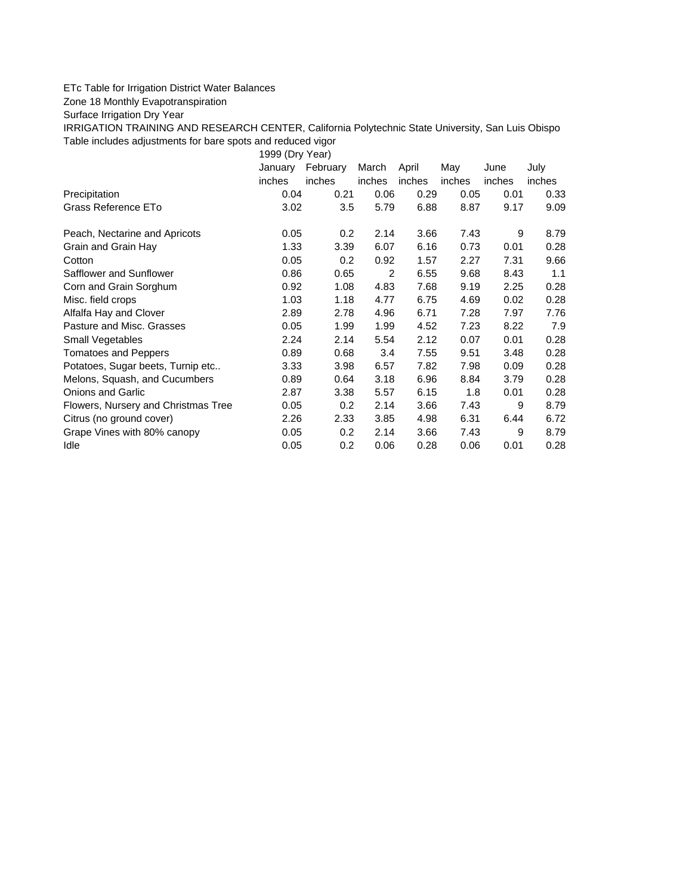ETc Table for Irrigation District Water Balances

Zone 18 Monthly Evapotranspiration

Surface Irrigation Dry Year

IRRIGATION TRAINING AND RESEARCH CENTER, California Polytechnic State University, San Luis Obispo

Table includes adjustments for bare spots and reduced vigor

| | 1999 (Dry Year) | | | | | | |
|---|---|---|---|---|---|---|---|
| | January | February | March | April | May | June | July |
| | inches | inches | inches | inches | inches | inches | inches |
| Precipitation | 0.04 | 0.21 | 0.06 | 0.29 | 0.05 | 0.01 | 0.33 |
| Grass Reference ETo | 3.02 | 3.5 | 5.79 | 6.88 | 8.87 | 9.17 | 9.09 |
| | | | | | | | |
| Peach, Nectarine and Apricots | 0.05 | 0.2 | 2.14 | 3.66 | 7.43 | 9 | 8.79 |
| Grain and Grain Hay | 1.33 | 3.39 | 6.07 | 6.16 | 0.73 | 0.01 | 0.28 |
| Cotton | 0.05 | 0.2 | 0.92 | 1.57 | 2.27 | 7.31 | 9.66 |
| Safflower and Sunflower | 0.86 | 0.65 | 2 | 6.55 | 9.68 | 8.43 | 1.1 |
| Corn and Grain Sorghum | 0.92 | 1.08 | 4.83 | 7.68 | 9.19 | 2.25 | 0.28 |
| Misc. field crops | 1.03 | 1.18 | 4.77 | 6.75 | 4.69 | 0.02 | 0.28 |
| Alfalfa Hay and Clover | 2.89 | 2.78 | 4.96 | 6.71 | 7.28 | 7.97 | 7.76 |
| Pasture and Misc. Grasses | 0.05 | 1.99 | 1.99 | 4.52 | 7.23 | 8.22 | 7.9 |
| Small Vegetables | 2.24 | 2.14 | 5.54 | 2.12 | 0.07 | 0.01 | 0.28 |
| Tomatoes and Peppers | 0.89 | 0.68 | 3.4 | 7.55 | 9.51 | 3.48 | 0.28 |
| Potatoes, Sugar beets, Turnip etc.. | 3.33 | 3.98 | 6.57 | 7.82 | 7.98 | 0.09 | 0.28 |
| Melons, Squash, and Cucumbers | 0.89 | 0.64 | 3.18 | 6.96 | 8.84 | 3.79 | 0.28 |
| Onions and Garlic | 2.87 | 3.38 | 5.57 | 6.15 | 1.8 | 0.01 | 0.28 |
| Flowers, Nursery and Christmas Tree | 0.05 | 0.2 | 2.14 | 3.66 | 7.43 | 9 | 8.79 |
| Citrus (no ground cover) | 2.26 | 2.33 | 3.85 | 4.98 | 6.31 | 6.44 | 6.72 |
| Grape Vines with 80% canopy | 0.05 | 0.2 | 2.14 | 3.66 | 7.43 | 9 | 8.79 |
| Idle | 0.05 | 0.2 | 0.06 | 0.28 | 0.06 | 0.01 | 0.28 |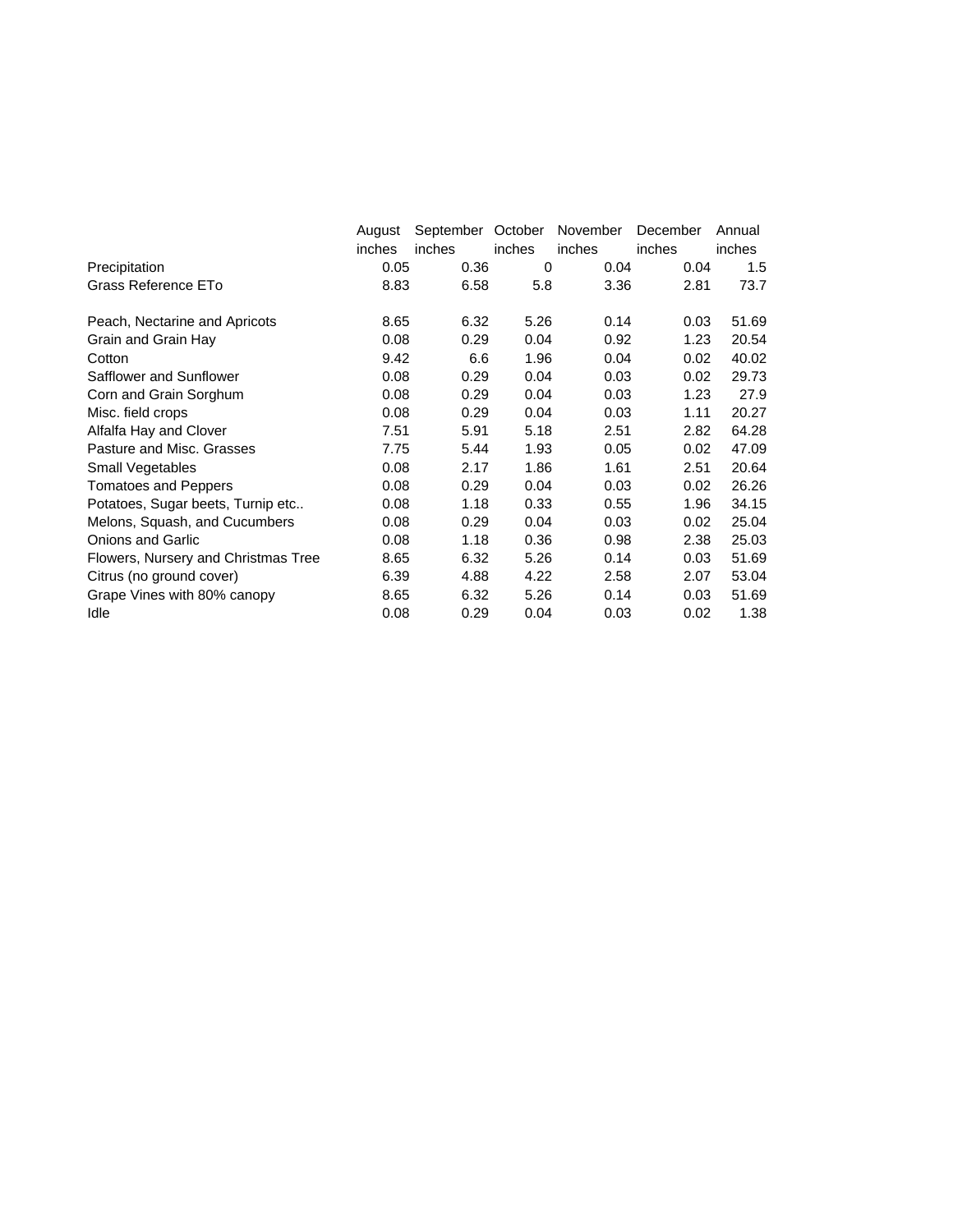| | August inches | September inches | October inches | November inches | December inches | Annual inches |
|---|---|---|---|---|---|---|
| Precipitation | 0.05 | 0.36 | 0 | 0.04 | 0.04 | 1.5 |
| Grass Reference ETo | 8.83 | 6.58 | 5.8 | 3.36 | 2.81 | 73.7 |
| | | | | | | |
| Peach, Nectarine and Apricots | 8.65 | 6.32 | 5.26 | 0.14 | 0.03 | 51.69 |
| Grain and Grain Hay | 0.08 | 0.29 | 0.04 | 0.92 | 1.23 | 20.54 |
| Cotton | 9.42 | 6.6 | 1.96 | 0.04 | 0.02 | 40.02 |
| Safflower and Sunflower | 0.08 | 0.29 | 0.04 | 0.03 | 0.02 | 29.73 |
| Corn and Grain Sorghum | 0.08 | 0.29 | 0.04 | 0.03 | 1.23 | 27.9 |
| Misc. field crops | 0.08 | 0.29 | 0.04 | 0.03 | 1.11 | 20.27 |
| Alfalfa Hay and Clover | 7.51 | 5.91 | 5.18 | 2.51 | 2.82 | 64.28 |
| Pasture and Misc. Grasses | 7.75 | 5.44 | 1.93 | 0.05 | 0.02 | 47.09 |
| Small Vegetables | 0.08 | 2.17 | 1.86 | 1.61 | 2.51 | 20.64 |
| Tomatoes and Peppers | 0.08 | 0.29 | 0.04 | 0.03 | 0.02 | 26.26 |
| Potatoes, Sugar beets, Turnip etc.. | 0.08 | 1.18 | 0.33 | 0.55 | 1.96 | 34.15 |
| Melons, Squash, and Cucumbers | 0.08 | 0.29 | 0.04 | 0.03 | 0.02 | 25.04 |
| Onions and Garlic | 0.08 | 1.18 | 0.36 | 0.98 | 2.38 | 25.03 |
| Flowers, Nursery and Christmas Tree | 8.65 | 6.32 | 5.26 | 0.14 | 0.03 | 51.69 |
| Citrus (no ground cover) | 6.39 | 4.88 | 4.22 | 2.58 | 2.07 | 53.04 |
| Grape Vines with 80% canopy | 8.65 | 6.32 | 5.26 | 0.14 | 0.03 | 51.69 |
| Idle | 0.08 | 0.29 | 0.04 | 0.03 | 0.02 | 1.38 |